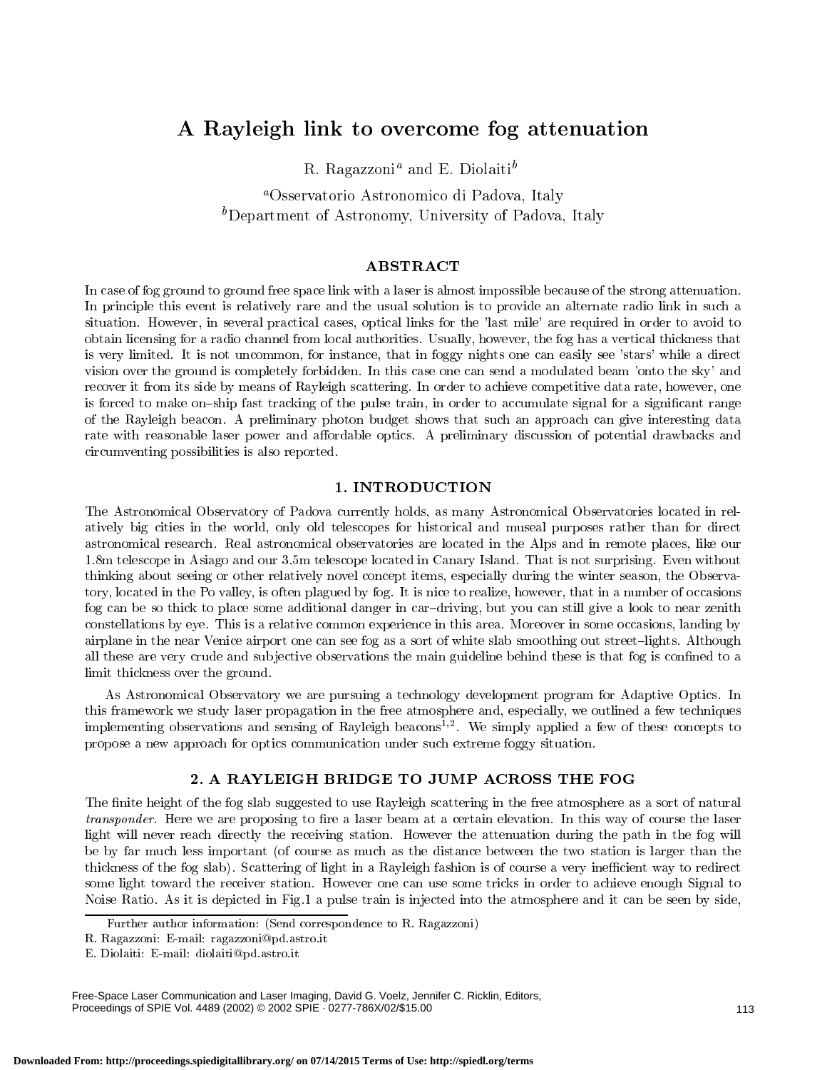# A Rayleigh link to overcome fog attenuation

R. Ragazzoni[a] and E. Diolaiti[b]

[a]Osservatorio Astronomico di Padova, Italy
[b]Department of Astronomy, University of Padova, Italy

## ABSTRACT

In case of fog ground to ground free space link with a laser is almost impossible because of the strong attenuation. In principle this event is relatively rare and the usual solution is to provide an alternate radio link in such a situation. However, in several practical cases, optical links for the 'last mile' are required in order to avoid to obtain licensing for a radio channel from local authorities. Usually, however, the fog has a vertical thickness that is very limited. It is not uncommon, for instance, that in foggy nights one can easily see 'stars' while a direct vision over the ground is completely forbidden. In this case one can send a modulated beam 'onto the sky' and recover it from its side by means of Rayleigh scattering. In order to achieve competitive data rate, however, one is forced to make on–ship fast tracking of the pulse train, in order to accumulate signal for a significant range of the Rayleigh beacon. A preliminary photon budget shows that such an approach can give interesting data rate with reasonable laser power and affordable optics. A preliminary discussion of potential drawbacks and circumventing possibilities is also reported.

## 1. INTRODUCTION

The Astronomical Observatory of Padova currently holds, as many Astronomical Observatories located in relatively big cities in the world, only old telescopes for historical and museal purposes rather than for direct astronomical research. Real astronomical observatories are located in the Alps and in remote places, like our 1.8m telescope in Asiago and our 3.5m telescope located in Canary Island. That is not surprising. Even without thinking about seeing or other relatively novel concept items, especially during the winter season, the Observatory, located in the Po valley, is often plagued by fog. It is nice to realize, however, that in a number of occasions fog can be so thick to place some additional danger in car–driving, but you can still give a look to near zenith constellations by eye. This is a relative common experience in this area. Moreover in some occasions, landing by airplane in the near Venice airport one can see fog as a sort of white slab smoothing out street–lights. Although all these are very crude and subjective observations the main guideline behind these is that fog is confined to a limit thickness over the ground.

As Astronomical Observatory we are pursuing a technology development program for Adaptive Optics. In this framework we study laser propagation in the free atmosphere and, especially, we outlined a few techniques implementing observations and sensing of Rayleigh beacons[1,2]. We simply applied a few of these concepts to propose a new approach for optics communication under such extreme foggy situation.

## 2. A RAYLEIGH BRIDGE TO JUMP ACROSS THE FOG

The finite height of the fog slab suggested to use Rayleigh scattering in the free atmosphere as a sort of natural *transponder*. Here we are proposing to fire a laser beam at a certain elevation. In this way of course the laser light will never reach directly the receiving station. However the attenuation during the path in the fog will be by far much less important (of course as much as the distance between the two station is larger than the thickness of the fog slab). Scattering of light in a Rayleigh fashion is of course a very inefficient way to redirect some light toward the receiver station. However one can use some tricks in order to achieve enough Signal to Noise Ratio. As it is depicted in Fig.1 a pulse train is injected into the atmosphere and it can be seen by side,

Further author information: (Send correspondence to R. Ragazzoni)
R. Ragazzoni: E-mail: ragazzoni@pd.astro.it
E. Diolaiti: E-mail: diolaiti@pd.astro.it

Free-Space Laser Communication and Laser Imaging, David G. Voelz, Jennifer C. Ricklin, Editors, Proceedings of SPIE Vol. 4489 (2002) © 2002 SPIE · 0277-786X/02/$15.00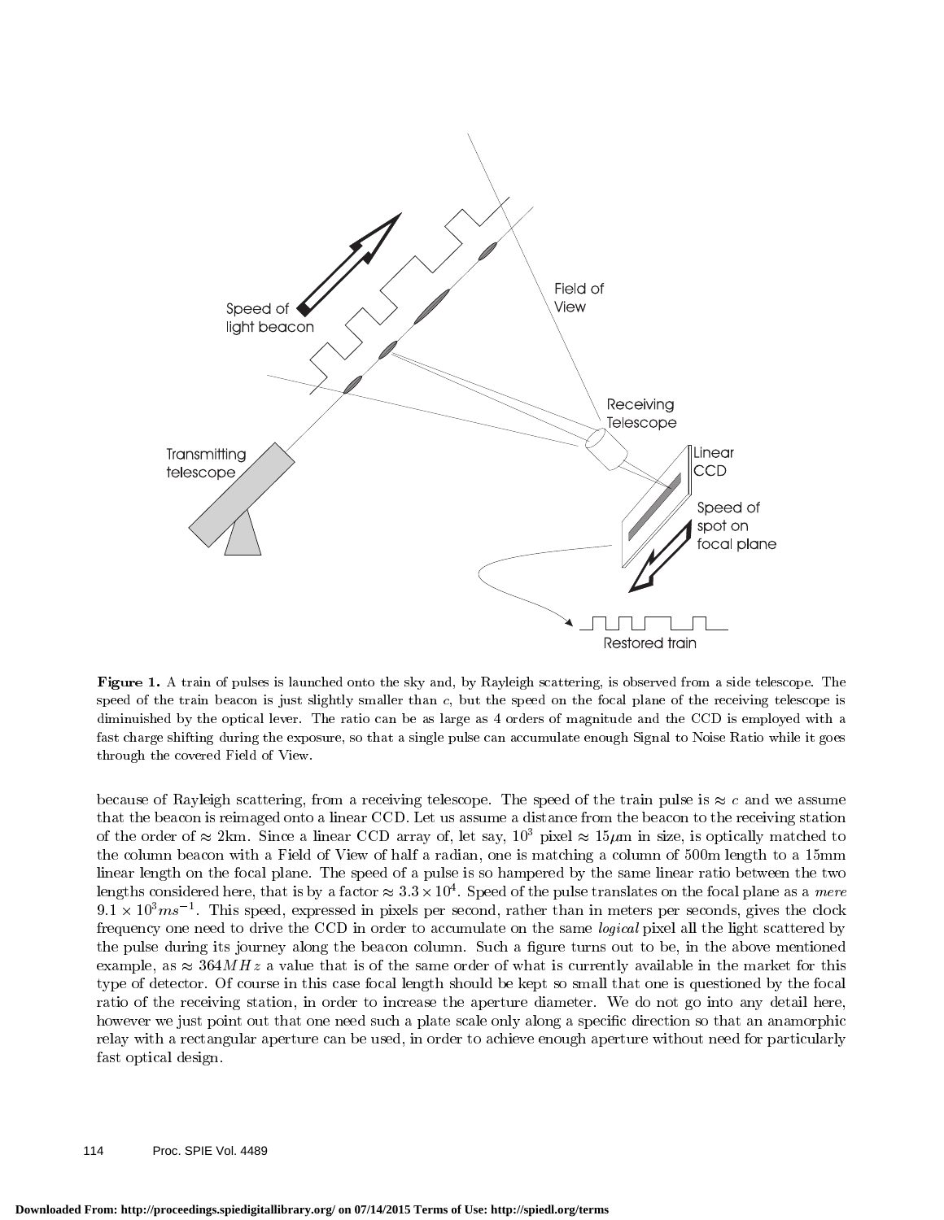**Figure 1.** A train of pulses is launched onto the sky and, by Rayleigh scattering, is observed from a side telescope. The speed of the train beacon is just slightly smaller than $c$, but the speed on the focal plane of the receiving telescope is diminuished by the optical lever. The ratio can be as large as 4 orders of magnitude and the CCD is employed with a fast charge shifting during the exposure, so that a single pulse can accumulate enough Signal to Noise Ratio while it goes through the covered Field of View.

because of Rayleigh scattering, from a receiving telescope. The speed of the train pulse is $\approx c$ and we assume that the beacon is reimaged onto a linear CCD. Let us assume a distance from the beacon to the receiving station of the order of $\approx$ 2km. Since a linear CCD array of, let say, $10^3$ pixel $\approx 15\mu$m in size, is optically matched to the column beacon with a Field of View of half a radian, one is matching a column of 500m length to a 15mm linear length on the focal plane. The speed of a pulse is so hampered by the same linear ratio between the two lengths considered here, that is by a factor $\approx 3.3 \times 10^4$. Speed of the pulse translates on the focal plane as a *mere* $9.1 \times 10^3 ms^{-1}$. This speed, expressed in pixels per second, rather than in meters per seconds, gives the clock frequency one need to drive the CCD in order to accumulate on the same *logical* pixel all the light scattered by the pulse during its journey along the beacon column. Such a figure turns out to be, in the above mentioned example, as $\approx 364 MHz$ a value that is of the same order of what is currently available in the market for this type of detector. Of course in this case focal length should be kept so small that one is questioned by the focal ratio of the receiving station, in order to increase the aperture diameter. We do not go into any detail here, however we just point out that one need such a plate scale only along a specific direction so that an anamorphic relay with a rectangular aperture can be used, in order to achieve enough aperture without need for particularly fast optical design.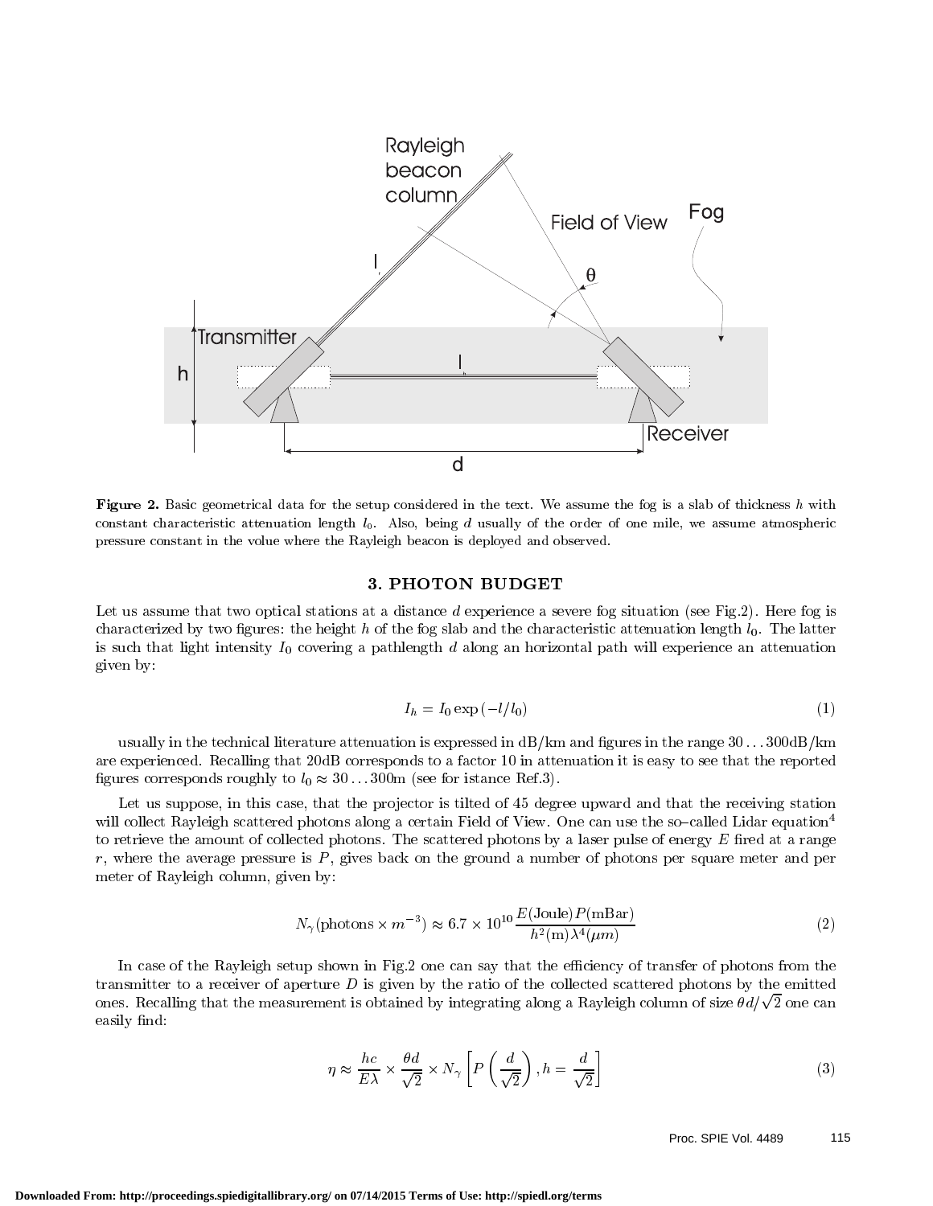**Figure 2.** Basic geometrical data for the setup considered in the text. We assume the fog is a slab of thickness $h$ with constant characteristic attenuation length $l_0$. Also, being $d$ usually of the order of one mile, we assume atmospheric pressure constant in the volue where the Rayleigh beacon is deployed and observed.

## 3. PHOTON BUDGET

Let us assume that two optical stations at a distance $d$ experience a severe fog situation (see Fig.2). Here fog is characterized by two figures: the height $h$ of the fog slab and the characteristic attenuation length $l_0$. The latter is such that light intensity $I_0$ covering a pathlength $d$ along an horizontal path will experience an attenuation given by:

$$I_h = I_0 \exp\left(-l/l_0\right) \tag{1}$$

usually in the technical literature attenuation is expressed in dB/km and figures in the range $30\ldots300$dB/km are experienced. Recalling that 20dB corresponds to a factor 10 in attenuation it is easy to see that the reported figures corresponds roughly to $l_0 \approx 30\ldots300$m (see for istance Ref.3).

Let us suppose, in this case, that the projector is tilted of 45 degree upward and that the receiving station will collect Rayleigh scattered photons along a certain Field of View. One can use the so–called Lidar equation[4] to retrieve the amount of collected photons. The scattered photons by a laser pulse of energy $E$ fired at a range $r$, where the average pressure is $P$, gives back on the ground a number of photons per square meter and per meter of Rayleigh column, given by:

$$N_\gamma(\text{photons} \times m^{-3}) \approx 6.7 \times 10^{10} \frac{E(\text{Joule})P(\text{mBar})}{h^2(\text{m})\lambda^4(\mu m)} \tag{2}$$

In case of the Rayleigh setup shown in Fig.2 one can say that the efficiency of transfer of photons from the transmitter to a receiver of aperture $D$ is given by the ratio of the collected scattered photons by the emitted ones. Recalling that the measurement is obtained by integrating along a Rayleigh column of size $\theta d/\sqrt{2}$ one can easily find:

$$\eta \approx \frac{hc}{E\lambda} \times \frac{\theta d}{\sqrt{2}} \times N_\gamma \left[ P\left(\frac{d}{\sqrt{2}}\right), h = \frac{d}{\sqrt{2}} \right] \tag{3}$$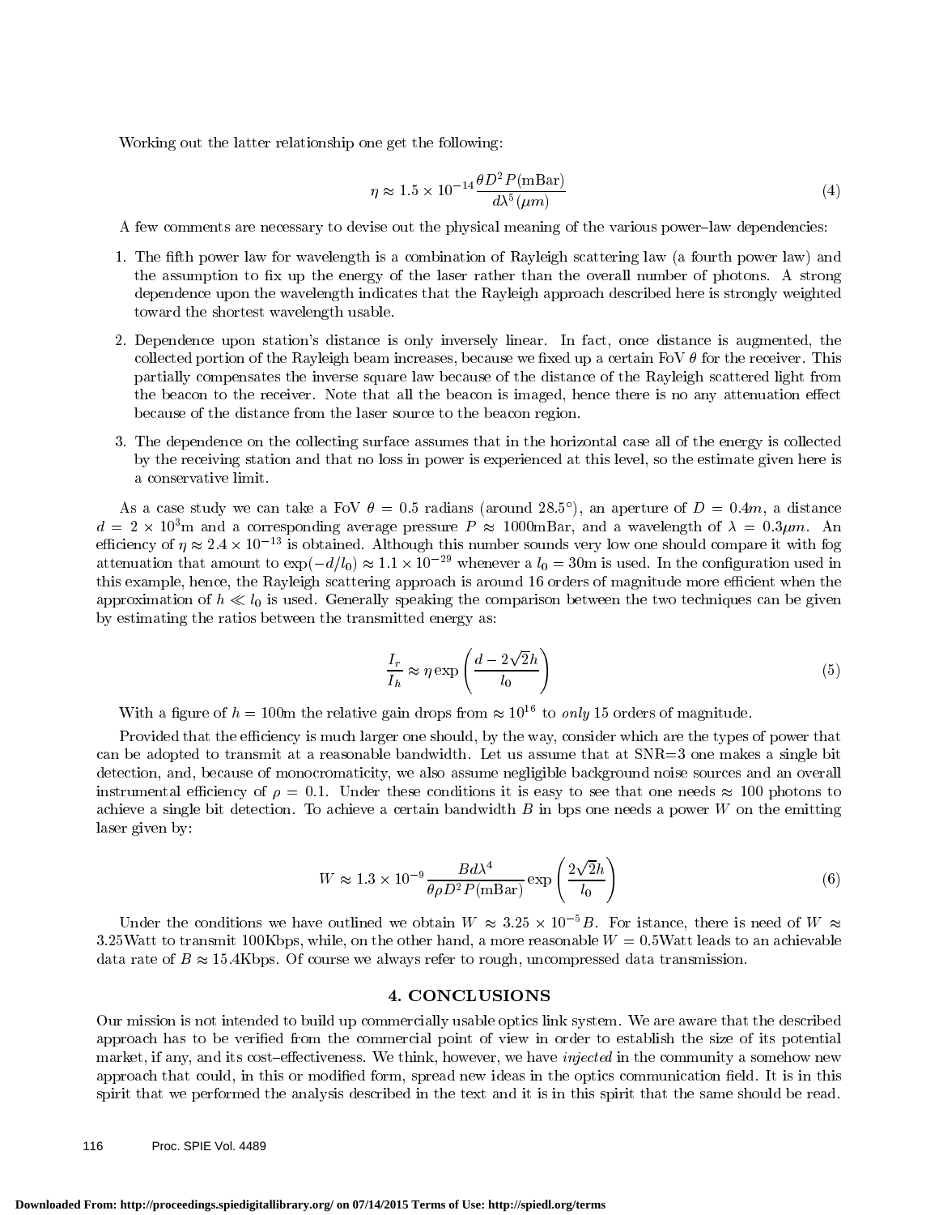Working out the latter relationship one get the following:

$$\eta \approx 1.5 \times 10^{-14} \frac{\theta D^2 P(\text{mBar})}{d\lambda^5(\mu m)} \tag{4}$$

A few comments are necessary to devise out the physical meaning of the various power–law dependencies:

1. The fifth power law for wavelength is a combination of Rayleigh scattering law (a fourth power law) and the assumption to fix up the energy of the laser rather than the overall number of photons. A strong dependence upon the wavelength indicates that the Rayleigh approach described here is strongly weighted toward the shortest wavelength usable.
2. Dependence upon station's distance is only inversely linear. In fact, once distance is augmented, the collected portion of the Rayleigh beam increases, because we fixed up a certain FoV $\theta$ for the receiver. This partially compensates the inverse square law because of the distance of the Rayleigh scattered light from the beacon to the receiver. Note that all the beacon is imaged, hence there is no any attenuation effect because of the distance from the laser source to the beacon region.
3. The dependence on the collecting surface assumes that in the horizontal case all of the energy is collected by the receiving station and that no loss in power is experienced at this level, so the estimate given here is a conservative limit.

As a case study we can take a FoV $\theta = 0.5$ radians (around 28.5°), an aperture of $D = 0.4m$, a distance $d = 2 \times 10^3$m and a corresponding average pressure $P \approx 1000$mBar, and a wavelength of $\lambda = 0.3\mu m$. An efficiency of $\eta \approx 2.4 \times 10^{-13}$ is obtained. Although this number sounds very low one should compare it with fog attenuation that amount to $\exp(-d/l_0) \approx 1.1 \times 10^{-29}$ whenever a $l_0 = 30$m is used. In the configuration used in this example, hence, the Rayleigh scattering approach is around 16 orders of magnitude more efficient when the approximation of $h \ll l_0$ is used. Generally speaking the comparison between the two techniques can be given by estimating the ratios between the transmitted energy as:

$$\frac{I_r}{I_h} \approx \eta \exp\left(\frac{d - 2\sqrt{2}h}{l_0}\right) \tag{5}$$

With a figure of $h = 100$m the relative gain drops from $\approx 10^{16}$ to *only* 15 orders of magnitude.

Provided that the efficiency is much larger one should, by the way, consider which are the types of power that can be adopted to transmit at a reasonable bandwidth. Let us assume that at SNR=3 one makes a single bit detection, and, because of monocromaticity, we also assume negligible background noise sources and an overall instrumental efficiency of $\rho = 0.1$. Under these conditions it is easy to see that one needs $\approx 100$ photons to achieve a single bit detection. To achieve a certain bandwidth $B$ in bps one needs a power $W$ on the emitting laser given by:

$$W \approx 1.3 \times 10^{-9} \frac{Bd\lambda^4}{\theta \rho D^2 P(\text{mBar})} \exp\left(\frac{2\sqrt{2}h}{l_0}\right) \tag{6}$$

Under the conditions we have outlined we obtain $W \approx 3.25 \times 10^{-5} B$. For istance, there is need of $W \approx 3.25$Watt to transmit 100Kbps, while, on the other hand, a more reasonable $W = 0.5$Watt leads to an achievable data rate of $B \approx 15.4$Kbps. Of course we always refer to rough, uncompressed data transmission.

## 4. CONCLUSIONS

Our mission is not intended to build up commercially usable optics link system. We are aware that the described approach has to be verified from the commercial point of view in order to establish the size of its potential market, if any, and its cost–effectiveness. We think, however, we have *injected* in the community a somehow new approach that could, in this or modified form, spread new ideas in the optics communication field. It is in this spirit that we performed the analysis described in the text and it is in this spirit that the same should be read.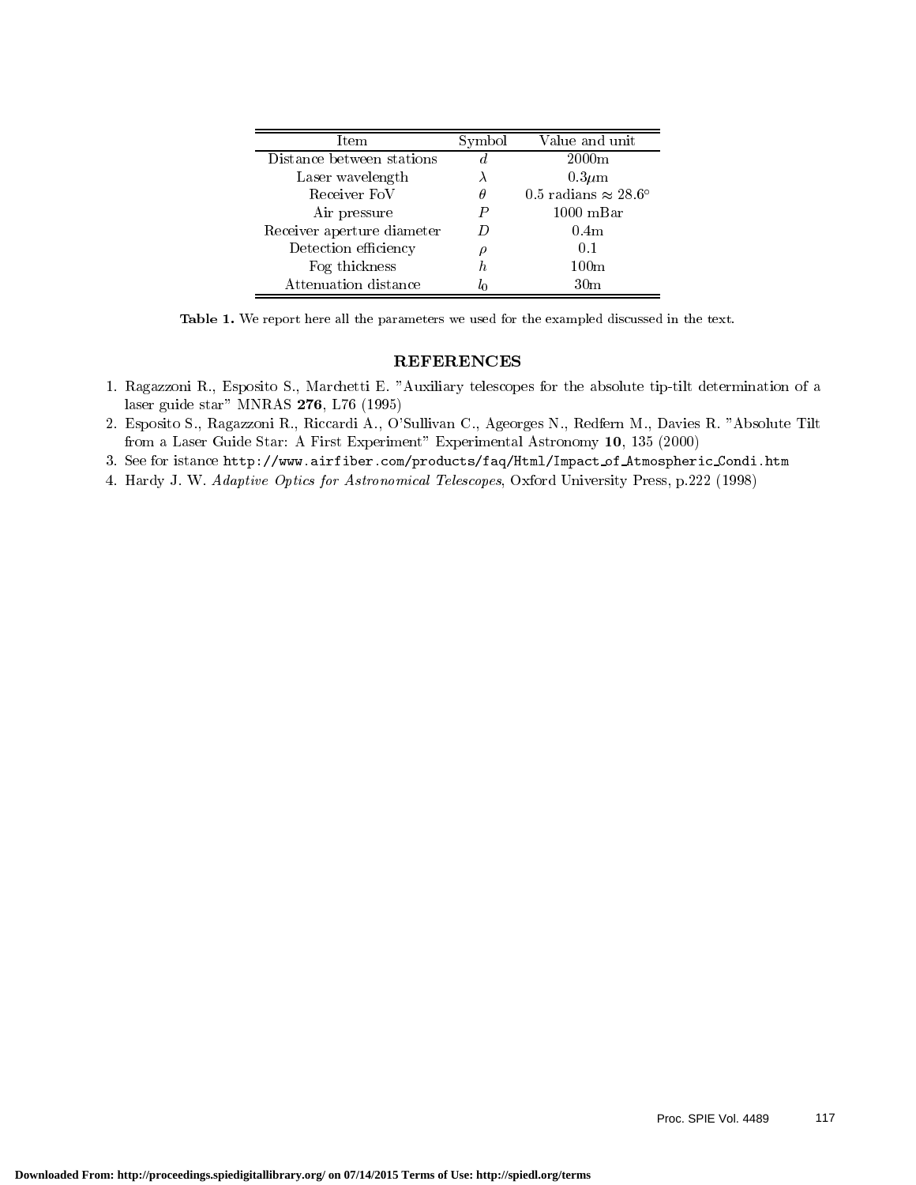| Item | Symbol | Value and unit |
|---|---|---|
| Distance between stations | $d$ | 2000m |
| Laser wavelength | $\lambda$ | $0.3\mu$m |
| Receiver FoV | $\theta$ | 0.5 radians $\approx 28.6^{\circ}$ |
| Air pressure | $P$ | 1000 mBar |
| Receiver aperture diameter | $D$ | 0.4m |
| Detection efficiency | $\rho$ | 0.1 |
| Fog thickness | $h$ | 100m |
| Attenuation distance | $l_0$ | 30m |

**Table 1.** We report here all the parameters we used for the exampled discussed in the text.

## REFERENCES

1. Ragazzoni R., Esposito S., Marchetti E. "Auxiliary telescopes for the absolute tip-tilt determination of a laser guide star" MNRAS **276**, L76 (1995)
2. Esposito S., Ragazzoni R., Riccardi A., O'Sullivan C., Ageorges N., Redfern M., Davies R. "Absolute Tilt from a Laser Guide Star: A First Experiment" Experimental Astronomy **10**, 135 (2000)
3. See for istance `http://www.airfiber.com/products/faq/Html/Impact_of_Atmospheric_Condi.htm`
4. Hardy J. W. *Adaptive Optics for Astronomical Telescopes*, Oxford University Press, p.222 (1998)